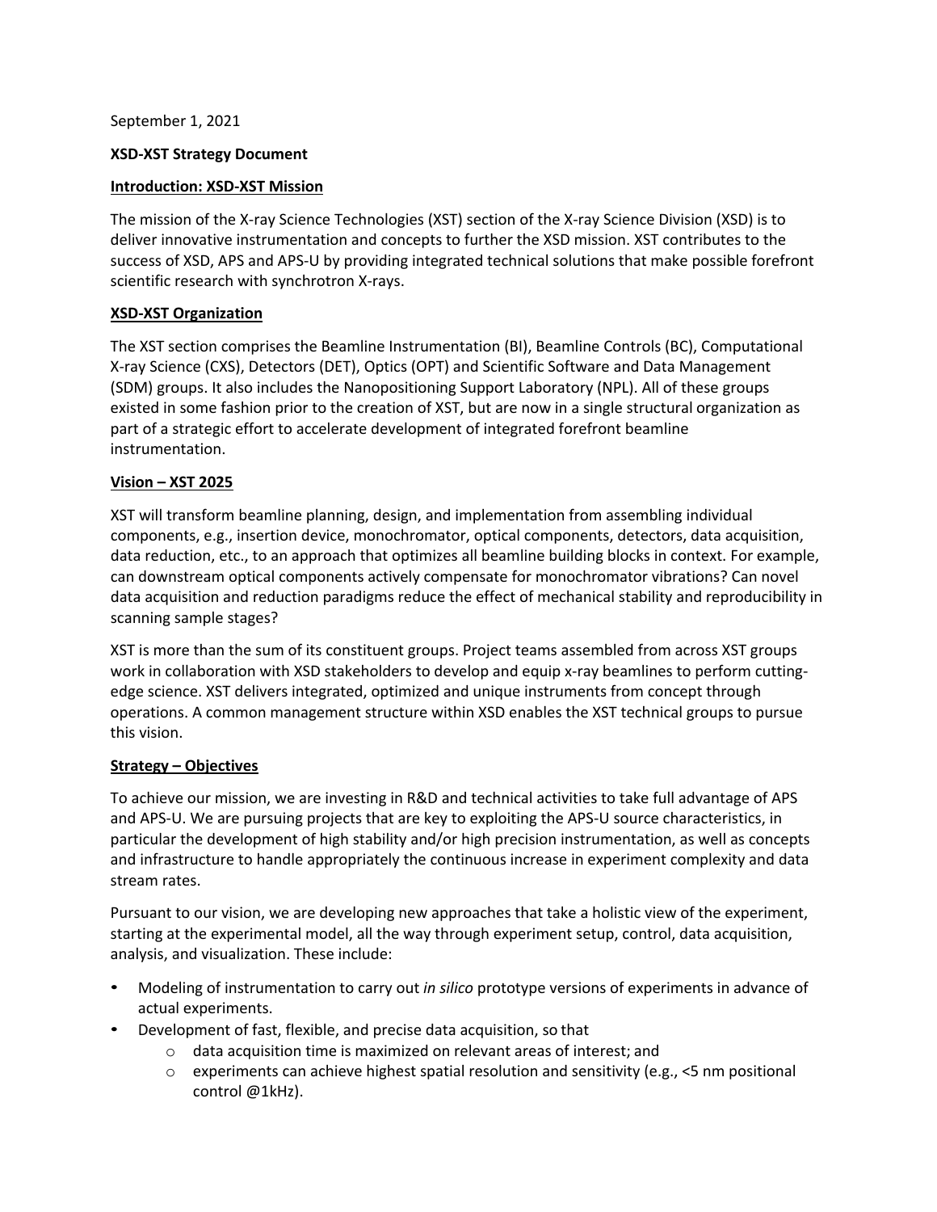September 1, 2021

**XSD-XST Strategy Document**

## Introduction: XSD-XST Mission

The mission of the X-ray Science Technologies (XST) section of the X-ray Science Division (XSD) is to deliver innovative instrumentation and concepts to further the XSD mission. XST contributes to the success of XSD, APS and APS-U by providing integrated technical solutions that make possible forefront scientific research with synchrotron X-rays.

## XSD-XST Organization

The XST section comprises the Beamline Instrumentation (BI), Beamline Controls (BC), Computational X-ray Science (CXS), Detectors (DET), Optics (OPT) and Scientific Software and Data Management (SDM) groups. It also includes the Nanopositioning Support Laboratory (NPL). All of these groups existed in some fashion prior to the creation of XST, but are now in a single structural organization as part of a strategic effort to accelerate development of integrated forefront beamline instrumentation.

## Vision – XST 2025

XST will transform beamline planning, design, and implementation from assembling individual components, e.g., insertion device, monochromator, optical components, detectors, data acquisition, data reduction, etc., to an approach that optimizes all beamline building blocks in context. For example, can downstream optical components actively compensate for monochromator vibrations? Can novel data acquisition and reduction paradigms reduce the effect of mechanical stability and reproducibility in scanning sample stages?

XST is more than the sum of its constituent groups. Project teams assembled from across XST groups work in collaboration with XSD stakeholders to develop and equip x-ray beamlines to perform cutting-edge science. XST delivers integrated, optimized and unique instruments from concept through operations. A common management structure within XSD enables the XST technical groups to pursue this vision.

## Strategy – Objectives

To achieve our mission, we are investing in R&D and technical activities to take full advantage of APS and APS-U. We are pursuing projects that are key to exploiting the APS-U source characteristics, in particular the development of high stability and/or high precision instrumentation, as well as concepts and infrastructure to handle appropriately the continuous increase in experiment complexity and data stream rates.

Pursuant to our vision, we are developing new approaches that take a holistic view of the experiment, starting at the experimental model, all the way through experiment setup, control, data acquisition, analysis, and visualization. These include:

- Modeling of instrumentation to carry out *in silico* prototype versions of experiments in advance of actual experiments.
- Development of fast, flexible, and precise data acquisition, so that
  - data acquisition time is maximized on relevant areas of interest; and
  - experiments can achieve highest spatial resolution and sensitivity (e.g., <5 nm positional control @1kHz).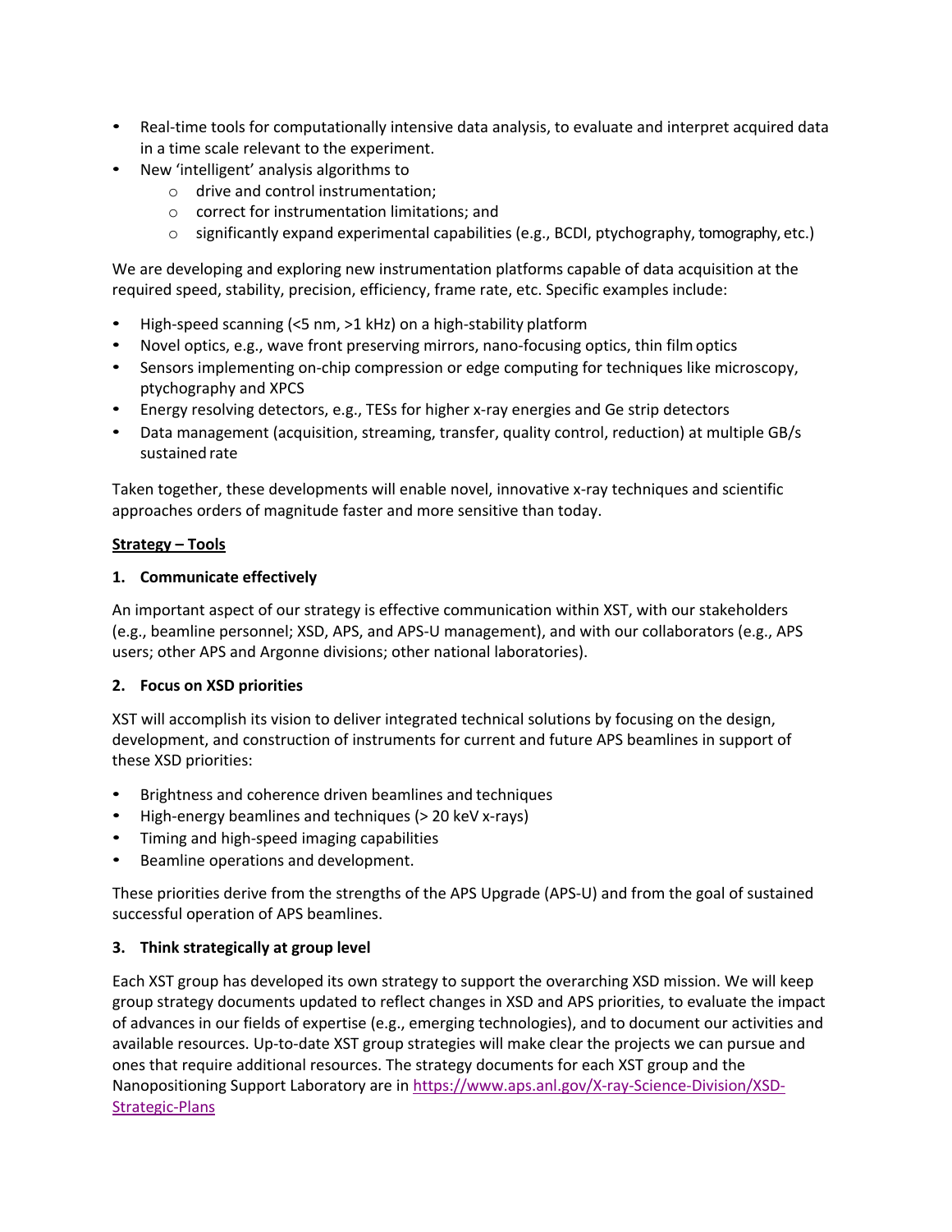- Real-time tools for computationally intensive data analysis, to evaluate and interpret acquired data in a time scale relevant to the experiment.
- New 'intelligent' analysis algorithms to
  - drive and control instrumentation;
  - correct for instrumentation limitations; and
  - significantly expand experimental capabilities (e.g., BCDI, ptychography, tomography, etc.)

We are developing and exploring new instrumentation platforms capable of data acquisition at the required speed, stability, precision, efficiency, frame rate, etc. Specific examples include:

- High-speed scanning (<5 nm, >1 kHz) on a high-stability platform
- Novel optics, e.g., wave front preserving mirrors, nano-focusing optics, thin film optics
- Sensors implementing on-chip compression or edge computing for techniques like microscopy, ptychography and XPCS
- Energy resolving detectors, e.g., TESs for higher x-ray energies and Ge strip detectors
- Data management (acquisition, streaming, transfer, quality control, reduction) at multiple GB/s sustained rate

Taken together, these developments will enable novel, innovative x-ray techniques and scientific approaches orders of magnitude faster and more sensitive than today.

**Strategy – Tools**

**1. Communicate effectively**

An important aspect of our strategy is effective communication within XST, with our stakeholders (e.g., beamline personnel; XSD, APS, and APS-U management), and with our collaborators (e.g., APS users; other APS and Argonne divisions; other national laboratories).

**2. Focus on XSD priorities**

XST will accomplish its vision to deliver integrated technical solutions by focusing on the design, development, and construction of instruments for current and future APS beamlines in support of these XSD priorities:

- Brightness and coherence driven beamlines and techniques
- High-energy beamlines and techniques (> 20 keV x-rays)
- Timing and high-speed imaging capabilities
- Beamline operations and development.

These priorities derive from the strengths of the APS Upgrade (APS-U) and from the goal of sustained successful operation of APS beamlines.

**3. Think strategically at group level**

Each XST group has developed its own strategy to support the overarching XSD mission. We will keep group strategy documents updated to reflect changes in XSD and APS priorities, to evaluate the impact of advances in our fields of expertise (e.g., emerging technologies), and to document our activities and available resources. Up-to-date XST group strategies will make clear the projects we can pursue and ones that require additional resources. The strategy documents for each XST group and the Nanopositioning Support Laboratory are in https://www.aps.anl.gov/X-ray-Science-Division/XSD-Strategic-Plans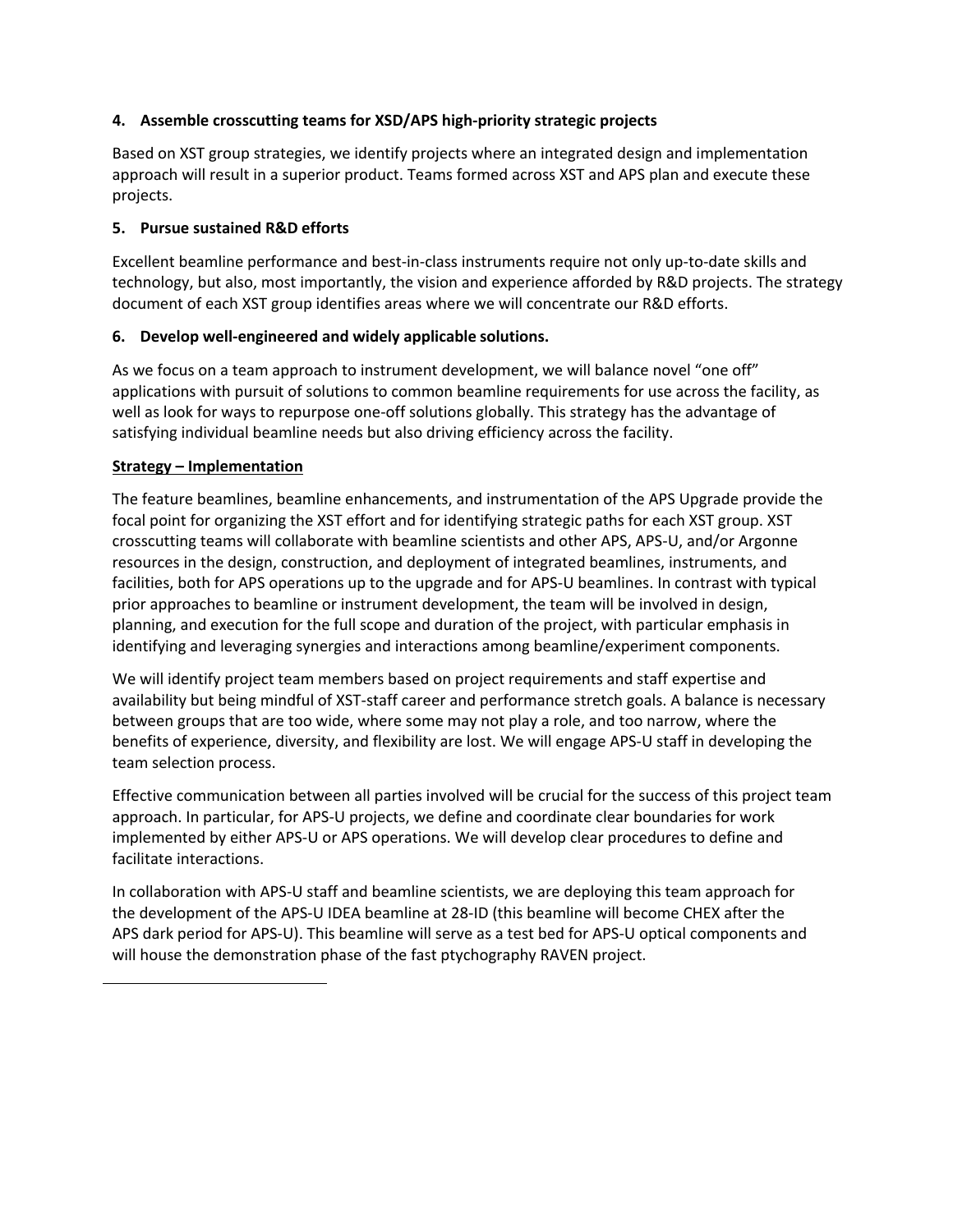**4. Assemble crosscutting teams for XSD/APS high-priority strategic projects**

Based on XST group strategies, we identify projects where an integrated design and implementation approach will result in a superior product. Teams formed across XST and APS plan and execute these projects.

**5. Pursue sustained R&D efforts**

Excellent beamline performance and best-in-class instruments require not only up-to-date skills and technology, but also, most importantly, the vision and experience afforded by R&D projects. The strategy document of each XST group identifies areas where we will concentrate our R&D efforts.

**6. Develop well-engineered and widely applicable solutions.**

As we focus on a team approach to instrument development, we will balance novel "one off" applications with pursuit of solutions to common beamline requirements for use across the facility, as well as look for ways to repurpose one-off solutions globally. This strategy has the advantage of satisfying individual beamline needs but also driving efficiency across the facility.

**Strategy – Implementation**

The feature beamlines, beamline enhancements, and instrumentation of the APS Upgrade provide the focal point for organizing the XST effort and for identifying strategic paths for each XST group. XST crosscutting teams will collaborate with beamline scientists and other APS, APS-U, and/or Argonne resources in the design, construction, and deployment of integrated beamlines, instruments, and facilities, both for APS operations up to the upgrade and for APS-U beamlines. In contrast with typical prior approaches to beamline or instrument development, the team will be involved in design, planning, and execution for the full scope and duration of the project, with particular emphasis in identifying and leveraging synergies and interactions among beamline/experiment components.

We will identify project team members based on project requirements and staff expertise and availability but being mindful of XST-staff career and performance stretch goals. A balance is necessary between groups that are too wide, where some may not play a role, and too narrow, where the benefits of experience, diversity, and flexibility are lost. We will engage APS-U staff in developing the team selection process.

Effective communication between all parties involved will be crucial for the success of this project team approach. In particular, for APS-U projects, we define and coordinate clear boundaries for work implemented by either APS-U or APS operations. We will develop clear procedures to define and facilitate interactions.

In collaboration with APS-U staff and beamline scientists, we are deploying this team approach for the development of the APS-U IDEA beamline at 28-ID (this beamline will become CHEX after the APS dark period for APS-U). This beamline will serve as a test bed for APS-U optical components and will house the demonstration phase of the fast ptychography RAVEN project.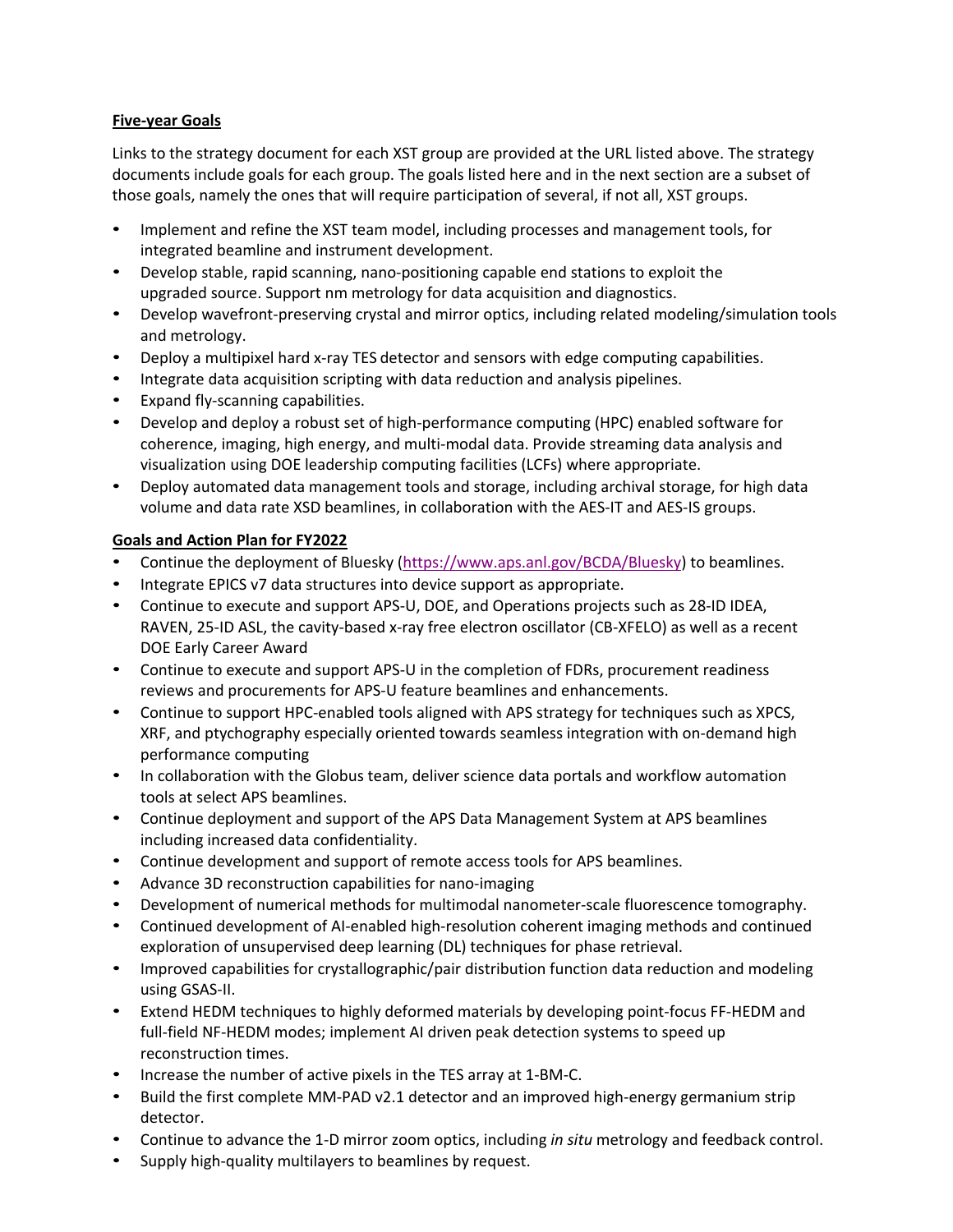**Five-year Goals**

Links to the strategy document for each XST group are provided at the URL listed above. The strategy documents include goals for each group. The goals listed here and in the next section are a subset of those goals, namely the ones that will require participation of several, if not all, XST groups.

- Implement and refine the XST team model, including processes and management tools, for integrated beamline and instrument development.
- Develop stable, rapid scanning, nano-positioning capable end stations to exploit the upgraded source. Support nm metrology for data acquisition and diagnostics.
- Develop wavefront-preserving crystal and mirror optics, including related modeling/simulation tools and metrology.
- Deploy a multipixel hard x-ray TES detector and sensors with edge computing capabilities.
- Integrate data acquisition scripting with data reduction and analysis pipelines.
- Expand fly-scanning capabilities.
- Develop and deploy a robust set of high-performance computing (HPC) enabled software for coherence, imaging, high energy, and multi-modal data. Provide streaming data analysis and visualization using DOE leadership computing facilities (LCFs) where appropriate.
- Deploy automated data management tools and storage, including archival storage, for high data volume and data rate XSD beamlines, in collaboration with the AES-IT and AES-IS groups.

**Goals and Action Plan for FY2022**

- Continue the deployment of Bluesky (https://www.aps.anl.gov/BCDA/Bluesky) to beamlines.
- Integrate EPICS v7 data structures into device support as appropriate.
- Continue to execute and support APS-U, DOE, and Operations projects such as 28-ID IDEA, RAVEN, 25-ID ASL, the cavity-based x-ray free electron oscillator (CB-XFELO) as well as a recent DOE Early Career Award
- Continue to execute and support APS-U in the completion of FDRs, procurement readiness reviews and procurements for APS-U feature beamlines and enhancements.
- Continue to support HPC-enabled tools aligned with APS strategy for techniques such as XPCS, XRF, and ptychography especially oriented towards seamless integration with on-demand high performance computing
- In collaboration with the Globus team, deliver science data portals and workflow automation tools at select APS beamlines.
- Continue deployment and support of the APS Data Management System at APS beamlines including increased data confidentiality.
- Continue development and support of remote access tools for APS beamlines.
- Advance 3D reconstruction capabilities for nano-imaging
- Development of numerical methods for multimodal nanometer-scale fluorescence tomography.
- Continued development of AI-enabled high-resolution coherent imaging methods and continued exploration of unsupervised deep learning (DL) techniques for phase retrieval.
- Improved capabilities for crystallographic/pair distribution function data reduction and modeling using GSAS-II.
- Extend HEDM techniques to highly deformed materials by developing point-focus FF-HEDM and full-field NF-HEDM modes; implement AI driven peak detection systems to speed up reconstruction times.
- Increase the number of active pixels in the TES array at 1-BM-C.
- Build the first complete MM-PAD v2.1 detector and an improved high-energy germanium strip detector.
- Continue to advance the 1-D mirror zoom optics, including *in situ* metrology and feedback control.
- Supply high-quality multilayers to beamlines by request.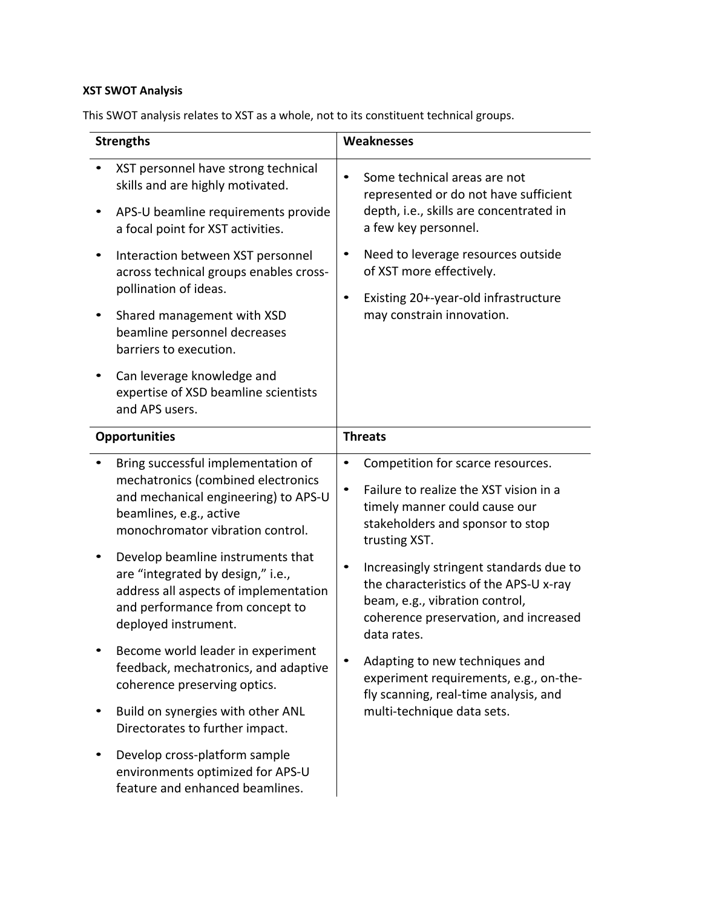**XST SWOT Analysis**

This SWOT analysis relates to XST as a whole, not to its constituent technical groups.

| **Strengths** | **Weaknesses** |
|---|---|
| • XST personnel have strong technical skills and are highly motivated.<br>• APS-U beamline requirements provide a focal point for XST activities.<br>• Interaction between XST personnel across technical groups enables cross-pollination of ideas.<br>• Shared management with XSD beamline personnel decreases barriers to execution.<br>• Can leverage knowledge and expertise of XSD beamline scientists and APS users. | • Some technical areas are not represented or do not have sufficient depth, i.e., skills are concentrated in a few key personnel.<br>• Need to leverage resources outside of XST more effectively.<br>• Existing 20+-year-old infrastructure may constrain innovation. |
| **Opportunities** | **Threats** |
| • Bring successful implementation of mechatronics (combined electronics and mechanical engineering) to APS-U beamlines, e.g., active monochromator vibration control.<br>• Develop beamline instruments that are "integrated by design," i.e., address all aspects of implementation and performance from concept to deployed instrument.<br>• Become world leader in experiment feedback, mechatronics, and adaptive coherence preserving optics.<br>• Build on synergies with other ANL Directorates to further impact.<br>• Develop cross-platform sample environments optimized for APS-U feature and enhanced beamlines. | • Competition for scarce resources.<br>• Failure to realize the XST vision in a timely manner could cause our stakeholders and sponsor to stop trusting XST.<br>• Increasingly stringent standards due to the characteristics of the APS-U x-ray beam, e.g., vibration control, coherence preservation, and increased data rates.<br>• Adapting to new techniques and experiment requirements, e.g., on-the-fly scanning, real-time analysis, and multi-technique data sets. |